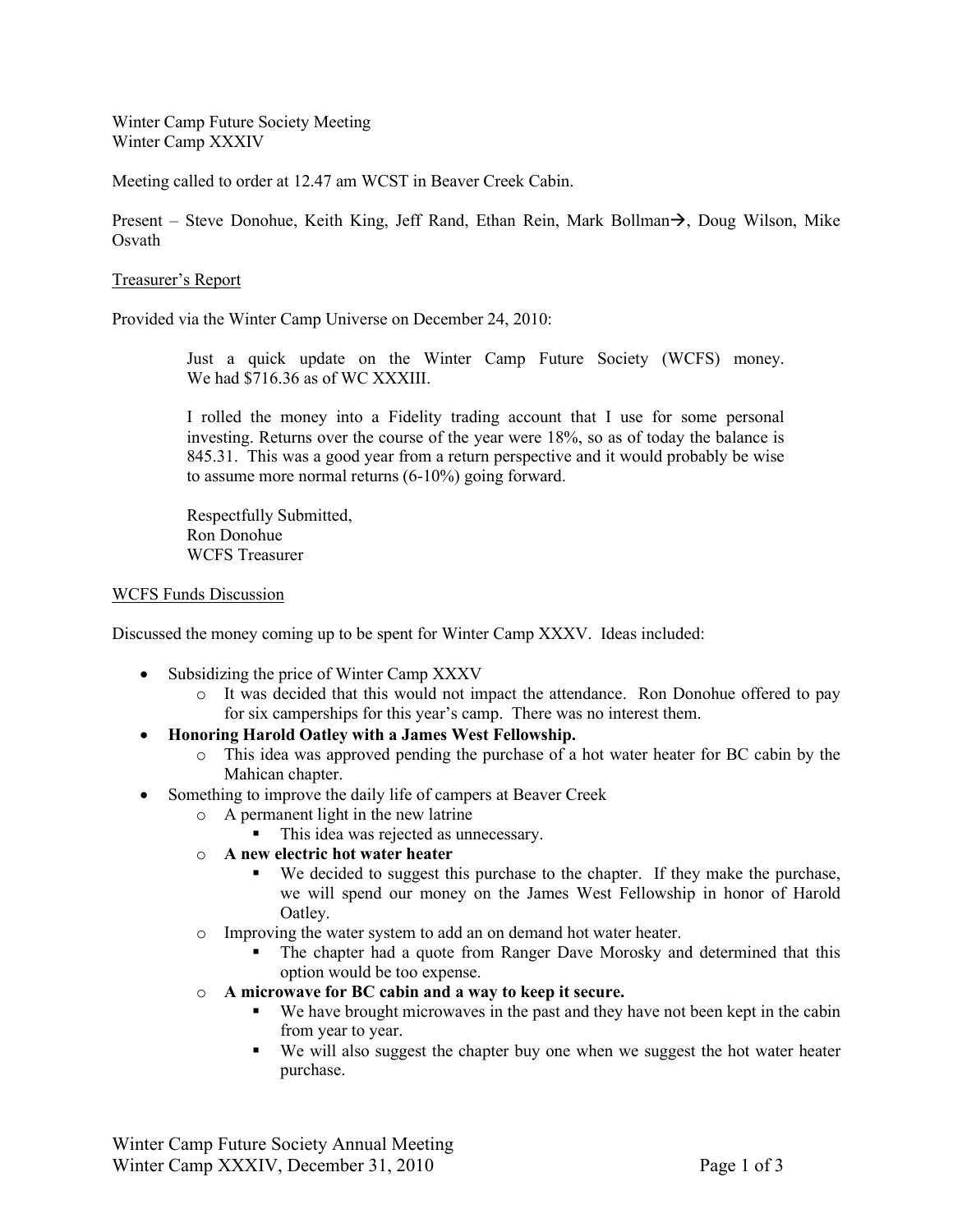Winter Camp Future Society Meeting
Winter Camp XXXIV

Meeting called to order at 12.47 am WCST in Beaver Creek Cabin.

Present – Steve Donohue, Keith King, Jeff Rand, Ethan Rein, Mark Bollman→, Doug Wilson, Mike Osvath

Treasurer's Report

Provided via the Winter Camp Universe on December 24, 2010:

> Just a quick update on the Winter Camp Future Society (WCFS) money. We had $716.36 as of WC XXXIII.
>
> I rolled the money into a Fidelity trading account that I use for some personal investing. Returns over the course of the year were 18%, so as of today the balance is 845.31. This was a good year from a return perspective and it would probably be wise to assume more normal returns (6-10%) going forward.
>
> Respectfully Submitted,
> Ron Donohue
> WCFS Treasurer

WCFS Funds Discussion

Discussed the money coming up to be spent for Winter Camp XXXV. Ideas included:

- Subsidizing the price of Winter Camp XXXV
  - It was decided that this would not impact the attendance. Ron Donohue offered to pay for six camperships for this year's camp. There was no interest them.
- **Honoring Harold Oatley with a James West Fellowship.**
  - This idea was approved pending the purchase of a hot water heater for BC cabin by the Mahican chapter.
- Something to improve the daily life of campers at Beaver Creek
  - A permanent light in the new latrine
    - This idea was rejected as unnecessary.
  - **A new electric hot water heater**
    - We decided to suggest this purchase to the chapter. If they make the purchase, we will spend our money on the James West Fellowship in honor of Harold Oatley.
  - Improving the water system to add an on demand hot water heater.
    - The chapter had a quote from Ranger Dave Morosky and determined that this option would be too expense.
  - **A microwave for BC cabin and a way to keep it secure.**
    - We have brought microwaves in the past and they have not been kept in the cabin from year to year.
    - We will also suggest the chapter buy one when we suggest the hot water heater purchase.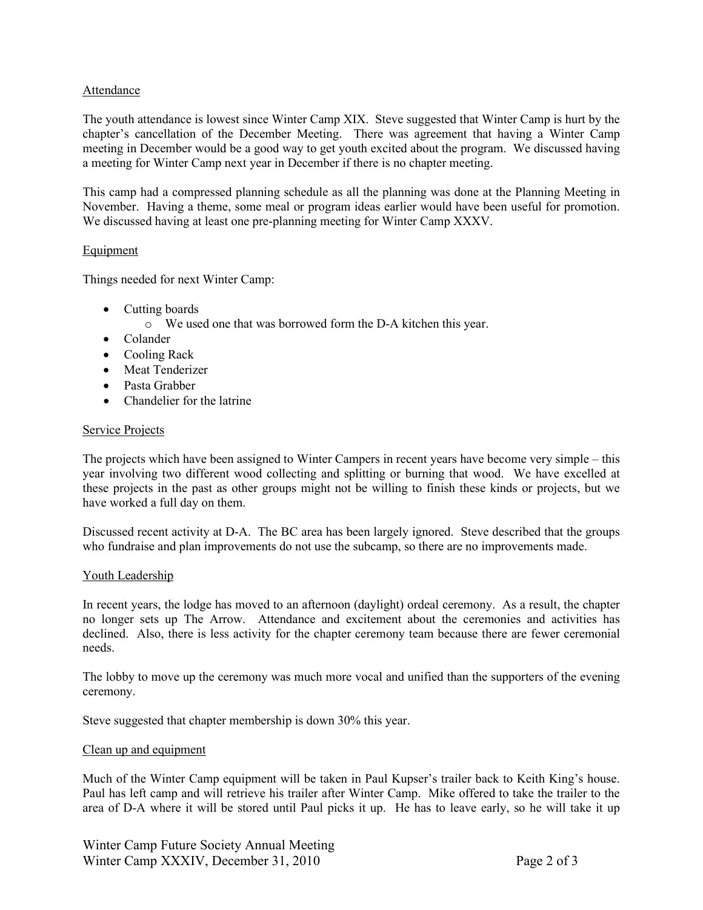Attendance

The youth attendance is lowest since Winter Camp XIX. Steve suggested that Winter Camp is hurt by the chapter's cancellation of the December Meeting. There was agreement that having a Winter Camp meeting in December would be a good way to get youth excited about the program. We discussed having a meeting for Winter Camp next year in December if there is no chapter meeting.

This camp had a compressed planning schedule as all the planning was done at the Planning Meeting in November. Having a theme, some meal or program ideas earlier would have been useful for promotion. We discussed having at least one pre-planning meeting for Winter Camp XXXV.

Equipment

Things needed for next Winter Camp:

- Cutting boards
  - We used one that was borrowed form the D-A kitchen this year.
- Colander
- Cooling Rack
- Meat Tenderizer
- Pasta Grabber
- Chandelier for the latrine

Service Projects

The projects which have been assigned to Winter Campers in recent years have become very simple – this year involving two different wood collecting and splitting or burning that wood. We have excelled at these projects in the past as other groups might not be willing to finish these kinds or projects, but we have worked a full day on them.

Discussed recent activity at D-A. The BC area has been largely ignored. Steve described that the groups who fundraise and plan improvements do not use the subcamp, so there are no improvements made.

Youth Leadership

In recent years, the lodge has moved to an afternoon (daylight) ordeal ceremony. As a result, the chapter no longer sets up The Arrow. Attendance and excitement about the ceremonies and activities has declined. Also, there is less activity for the chapter ceremony team because there are fewer ceremonial needs.

The lobby to move up the ceremony was much more vocal and unified than the supporters of the evening ceremony.

Steve suggested that chapter membership is down 30% this year.

Clean up and equipment

Much of the Winter Camp equipment will be taken in Paul Kupser's trailer back to Keith King's house. Paul has left camp and will retrieve his trailer after Winter Camp. Mike offered to take the trailer to the area of D-A where it will be stored until Paul picks it up. He has to leave early, so he will take it up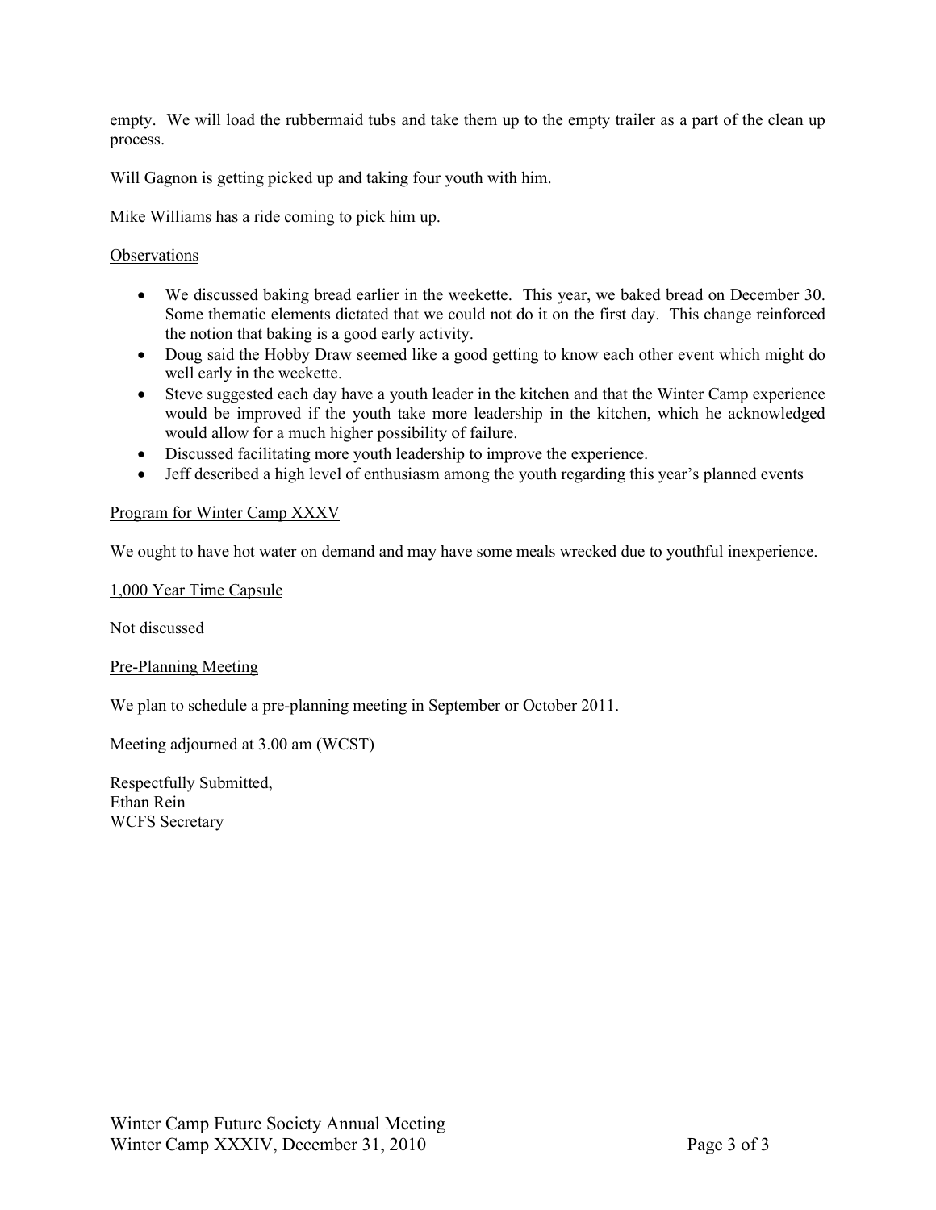empty. We will load the rubbermaid tubs and take them up to the empty trailer as a part of the clean up process.

Will Gagnon is getting picked up and taking four youth with him.

Mike Williams has a ride coming to pick him up.

## Observations

- We discussed baking bread earlier in the weekette. This year, we baked bread on December 30. Some thematic elements dictated that we could not do it on the first day. This change reinforced the notion that baking is a good early activity.
- Doug said the Hobby Draw seemed like a good getting to know each other event which might do well early in the weekette.
- Steve suggested each day have a youth leader in the kitchen and that the Winter Camp experience would be improved if the youth take more leadership in the kitchen, which he acknowledged would allow for a much higher possibility of failure.
- Discussed facilitating more youth leadership to improve the experience.
- Jeff described a high level of enthusiasm among the youth regarding this year's planned events

## Program for Winter Camp XXXV

We ought to have hot water on demand and may have some meals wrecked due to youthful inexperience.

## 1,000 Year Time Capsule

Not discussed

## Pre-Planning Meeting

We plan to schedule a pre-planning meeting in September or October 2011.

Meeting adjourned at 3.00 am (WCST)

Respectfully Submitted,
Ethan Rein
WCFS Secretary